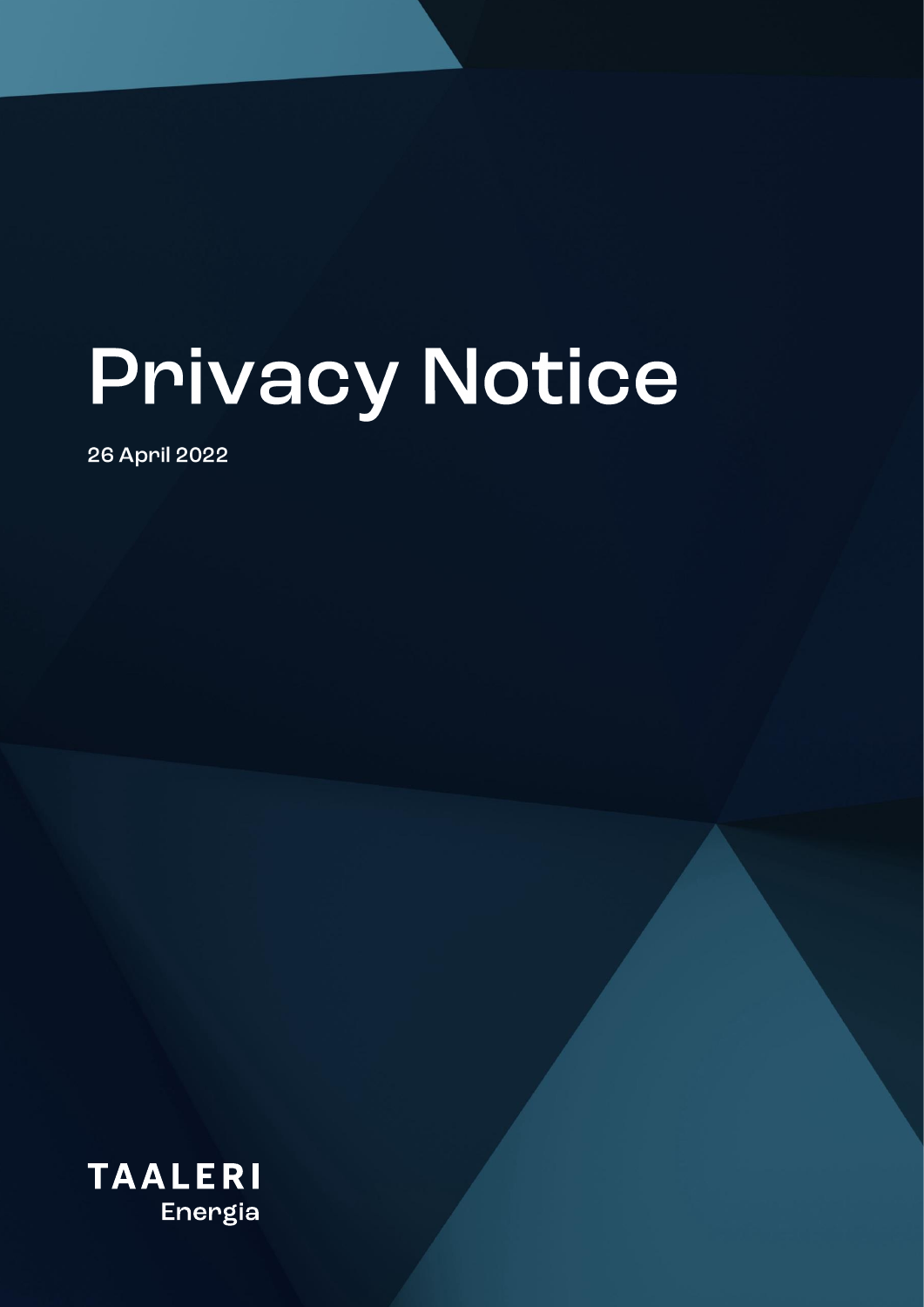# Privacy Notice

26 April 2022

**TAALERI**
Energia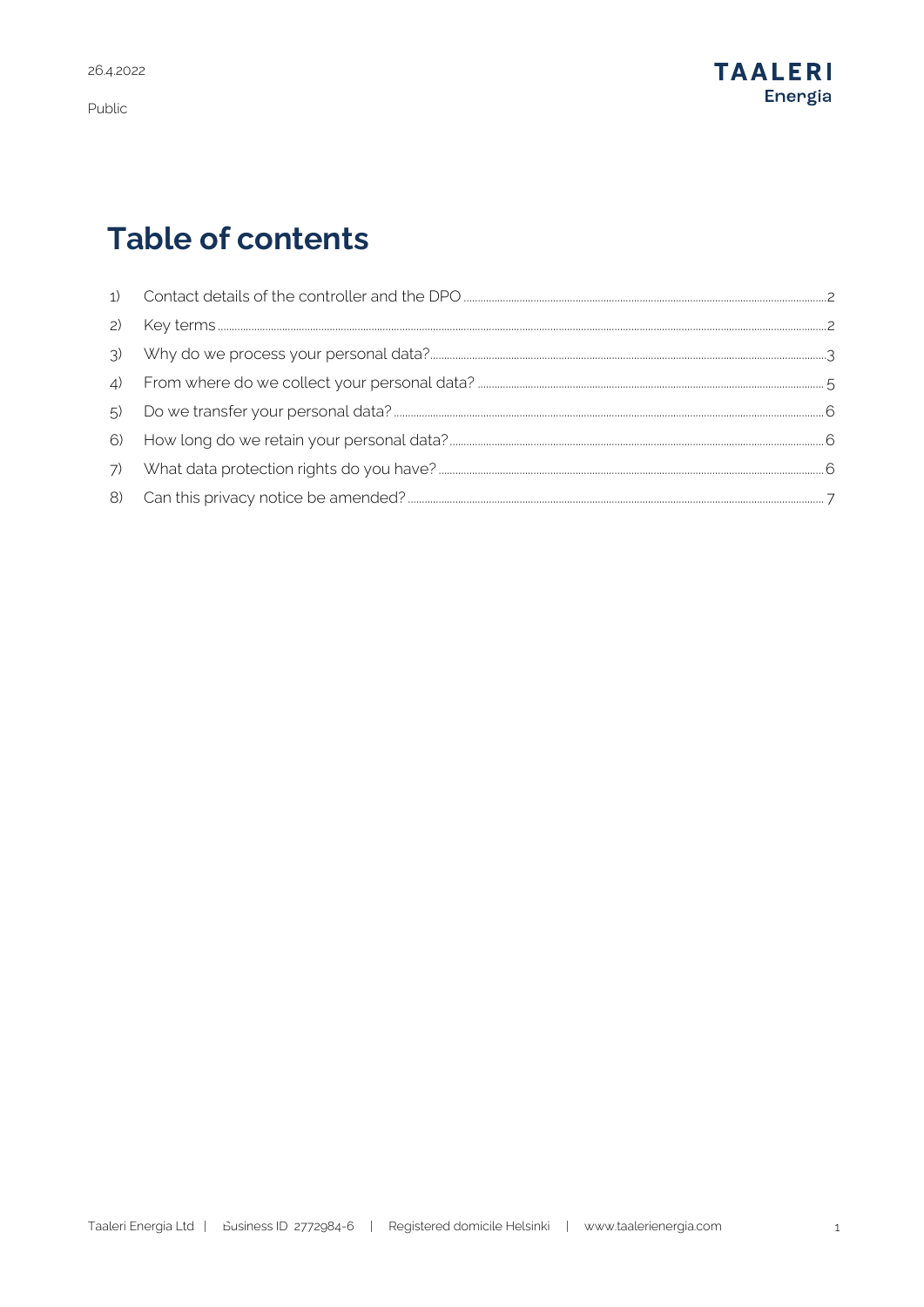# Table of contents

1) Contact details of the controller and the DPO ..... 2
2) Key terms ..... 2
3) Why do we process your personal data? ..... 3
4) From where do we collect your personal data? ..... 5
5) Do we transfer your personal data? ..... 6
6) How long do we retain your personal data? ..... 6
7) What data protection rights do you have? ..... 6
8) Can this privacy notice be amended? ..... 7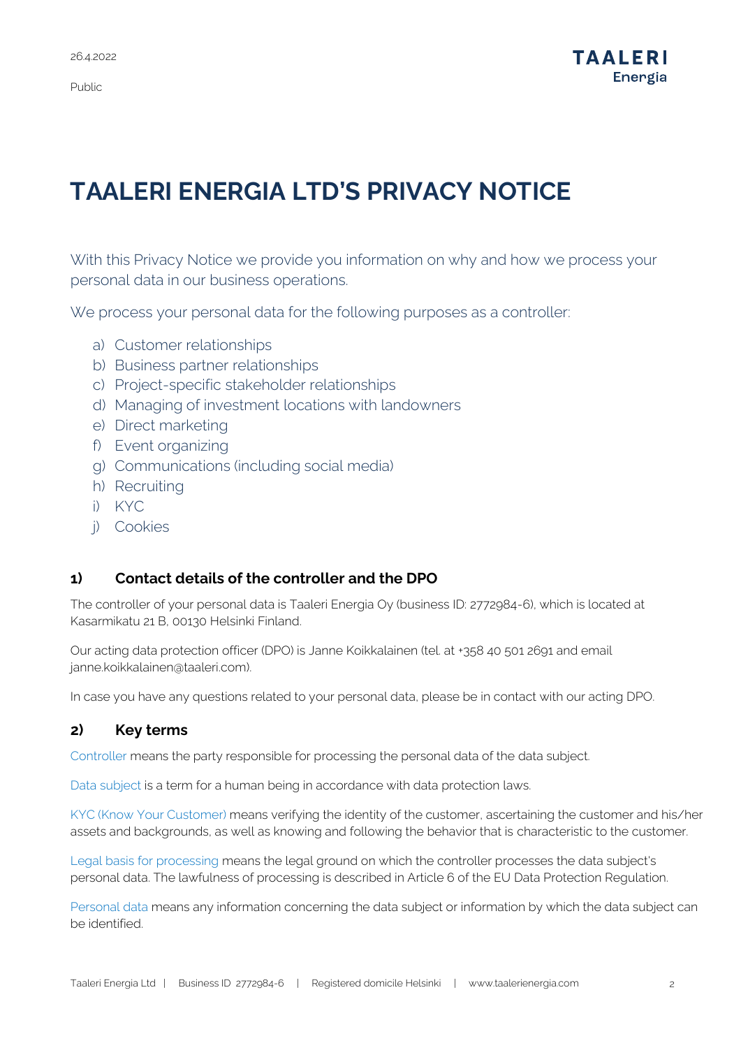# TAALERI ENERGIA LTD'S PRIVACY NOTICE

With this Privacy Notice we provide you information on why and how we process your personal data in our business operations.

We process your personal data for the following purposes as a controller:

a) Customer relationships
b) Business partner relationships
c) Project-specific stakeholder relationships
d) Managing of investment locations with landowners
e) Direct marketing
f) Event organizing
g) Communications (including social media)
h) Recruiting
i) KYC
j) Cookies

## 1) Contact details of the controller and the DPO

The controller of your personal data is Taaleri Energia Oy (business ID: 2772984-6), which is located at Kasarmikatu 21 B, 00130 Helsinki Finland.

Our acting data protection officer (DPO) is Janne Koikkalainen (tel. at +358 40 501 2691 and email janne.koikkalainen@taaleri.com).

In case you have any questions related to your personal data, please be in contact with our acting DPO.

## 2) Key terms

Controller means the party responsible for processing the personal data of the data subject.

Data subject is a term for a human being in accordance with data protection laws.

KYC (Know Your Customer) means verifying the identity of the customer, ascertaining the customer and his/her assets and backgrounds, as well as knowing and following the behavior that is characteristic to the customer.

Legal basis for processing means the legal ground on which the controller processes the data subject's personal data. The lawfulness of processing is described in Article 6 of the EU Data Protection Regulation.

Personal data means any information concerning the data subject or information by which the data subject can be identified.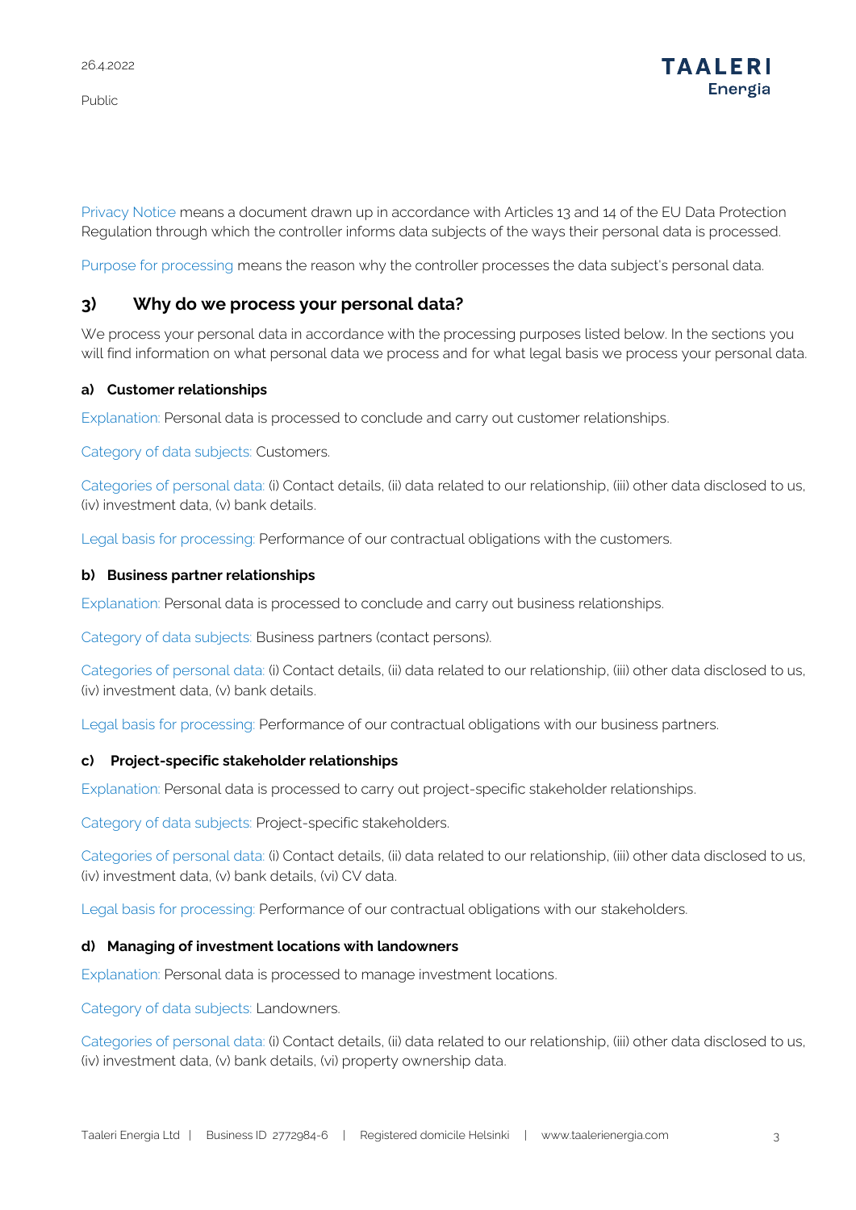Privacy Notice means a document drawn up in accordance with Articles 13 and 14 of the EU Data Protection Regulation through which the controller informs data subjects of the ways their personal data is processed.

Purpose for processing means the reason why the controller processes the data subject's personal data.

## 3) Why do we process your personal data?

We process your personal data in accordance with the processing purposes listed below. In the sections you will find information on what personal data we process and for what legal basis we process your personal data.

### a) Customer relationships

Explanation: Personal data is processed to conclude and carry out customer relationships.

Category of data subjects: Customers.

Categories of personal data: (i) Contact details, (ii) data related to our relationship, (iii) other data disclosed to us, (iv) investment data, (v) bank details.

Legal basis for processing: Performance of our contractual obligations with the customers.

### b) Business partner relationships

Explanation: Personal data is processed to conclude and carry out business relationships.

Category of data subjects: Business partners (contact persons).

Categories of personal data: (i) Contact details, (ii) data related to our relationship, (iii) other data disclosed to us, (iv) investment data, (v) bank details.

Legal basis for processing: Performance of our contractual obligations with our business partners.

### c) Project-specific stakeholder relationships

Explanation: Personal data is processed to carry out project-specific stakeholder relationships.

Category of data subjects: Project-specific stakeholders.

Categories of personal data: (i) Contact details, (ii) data related to our relationship, (iii) other data disclosed to us, (iv) investment data, (v) bank details, (vi) CV data.

Legal basis for processing: Performance of our contractual obligations with our stakeholders.

### d) Managing of investment locations with landowners

Explanation: Personal data is processed to manage investment locations.

Category of data subjects: Landowners.

Categories of personal data: (i) Contact details, (ii) data related to our relationship, (iii) other data disclosed to us, (iv) investment data, (v) bank details, (vi) property ownership data.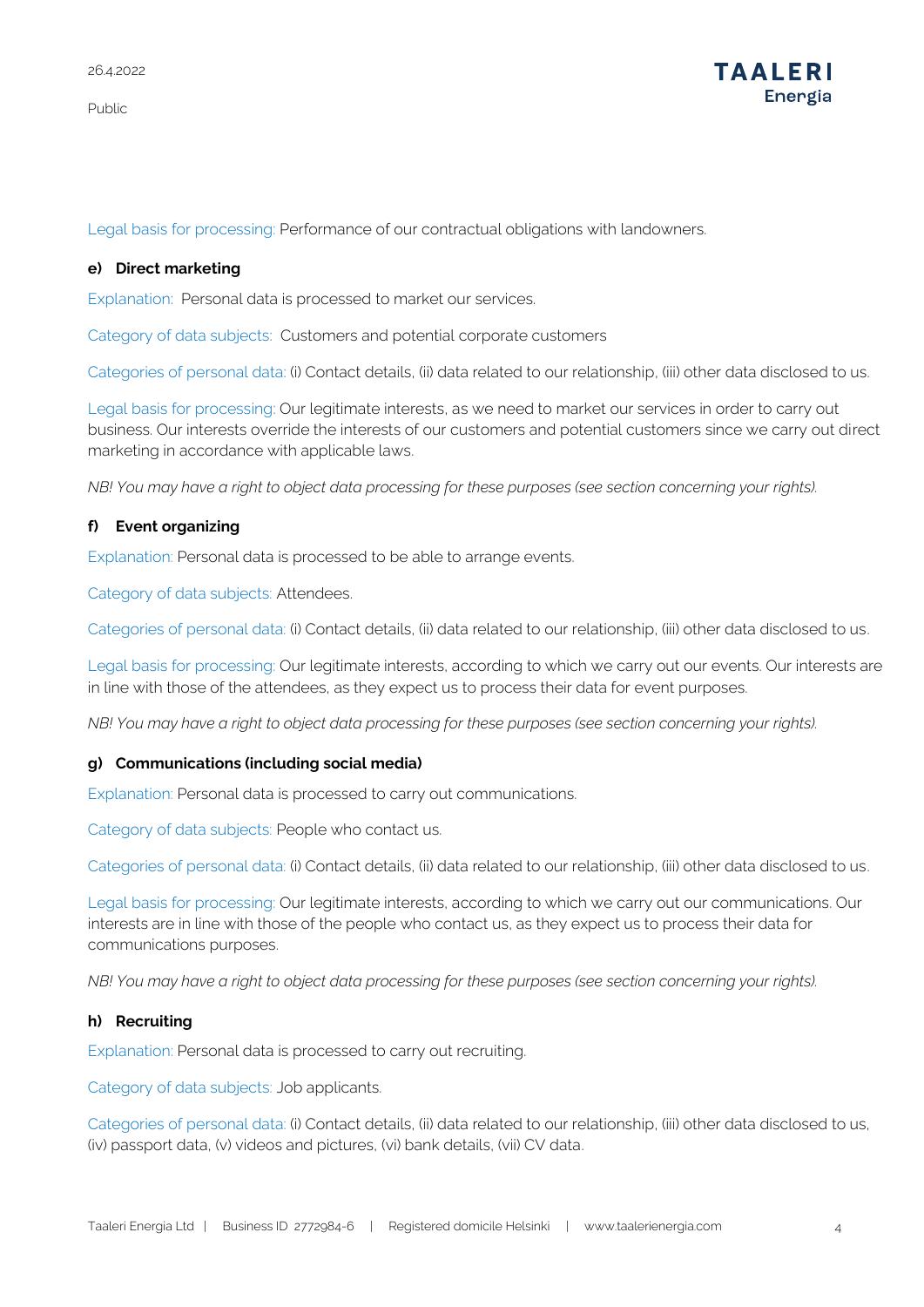Legal basis for processing: Performance of our contractual obligations with landowners.

**e) Direct marketing**

Explanation: Personal data is processed to market our services.

Category of data subjects: Customers and potential corporate customers

Categories of personal data: (i) Contact details, (ii) data related to our relationship, (iii) other data disclosed to us.

Legal basis for processing: Our legitimate interests, as we need to market our services in order to carry out business. Our interests override the interests of our customers and potential customers since we carry out direct marketing in accordance with applicable laws.

*NB! You may have a right to object data processing for these purposes (see section concerning your rights).*

**f) Event organizing**

Explanation: Personal data is processed to be able to arrange events.

Category of data subjects: Attendees.

Categories of personal data: (i) Contact details, (ii) data related to our relationship, (iii) other data disclosed to us.

Legal basis for processing: Our legitimate interests, according to which we carry out our events. Our interests are in line with those of the attendees, as they expect us to process their data for event purposes.

*NB! You may have a right to object data processing for these purposes (see section concerning your rights).*

**g) Communications (including social media)**

Explanation: Personal data is processed to carry out communications.

Category of data subjects: People who contact us.

Categories of personal data: (i) Contact details, (ii) data related to our relationship, (iii) other data disclosed to us.

Legal basis for processing: Our legitimate interests, according to which we carry out our communications. Our interests are in line with those of the people who contact us, as they expect us to process their data for communications purposes.

*NB! You may have a right to object data processing for these purposes (see section concerning your rights).*

**h) Recruiting**

Explanation: Personal data is processed to carry out recruiting.

Category of data subjects: Job applicants.

Categories of personal data: (i) Contact details, (ii) data related to our relationship, (iii) other data disclosed to us, (iv) passport data, (v) videos and pictures, (vi) bank details, (vii) CV data.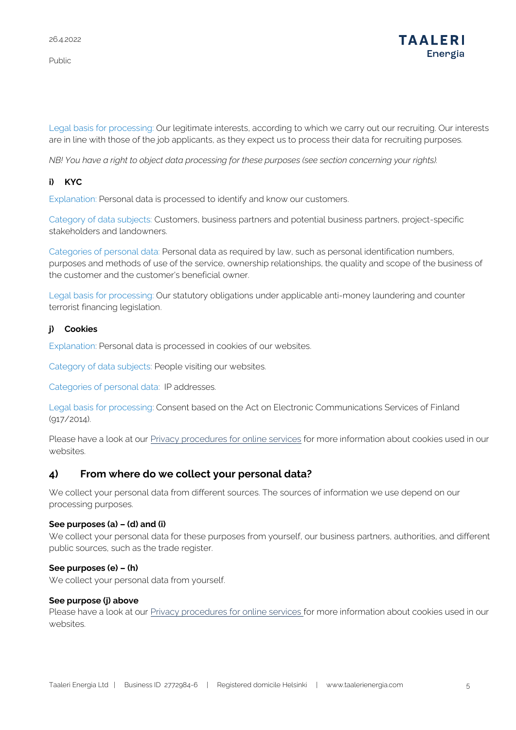Legal basis for processing: Our legitimate interests, according to which we carry out our recruiting. Our interests are in line with those of the job applicants, as they expect us to process their data for recruiting purposes.

*NB! You have a right to object data processing for these purposes (see section concerning your rights).*

#### i) KYC

Explanation: Personal data is processed to identify and know our customers.

Category of data subjects: Customers, business partners and potential business partners, project-specific stakeholders and landowners.

Categories of personal data: Personal data as required by law, such as personal identification numbers, purposes and methods of use of the service, ownership relationships, the quality and scope of the business of the customer and the customer's beneficial owner.

Legal basis for processing: Our statutory obligations under applicable anti-money laundering and counter terrorist financing legislation.

#### j) Cookies

Explanation: Personal data is processed in cookies of our websites.

Category of data subjects: People visiting our websites.

Categories of personal data: IP addresses.

Legal basis for processing: Consent based on the Act on Electronic Communications Services of Finland (917/2014).

Please have a look at our Privacy procedures for online services for more information about cookies used in our websites.

## 4) From where do we collect your personal data?

We collect your personal data from different sources. The sources of information we use depend on our processing purposes.

**See purposes (a) – (d) and (i)**
We collect your personal data for these purposes from yourself, our business partners, authorities, and different public sources, such as the trade register.

**See purposes (e) – (h)**
We collect your personal data from yourself.

**See purpose (j) above**
Please have a look at our Privacy procedures for online services for more information about cookies used in our websites.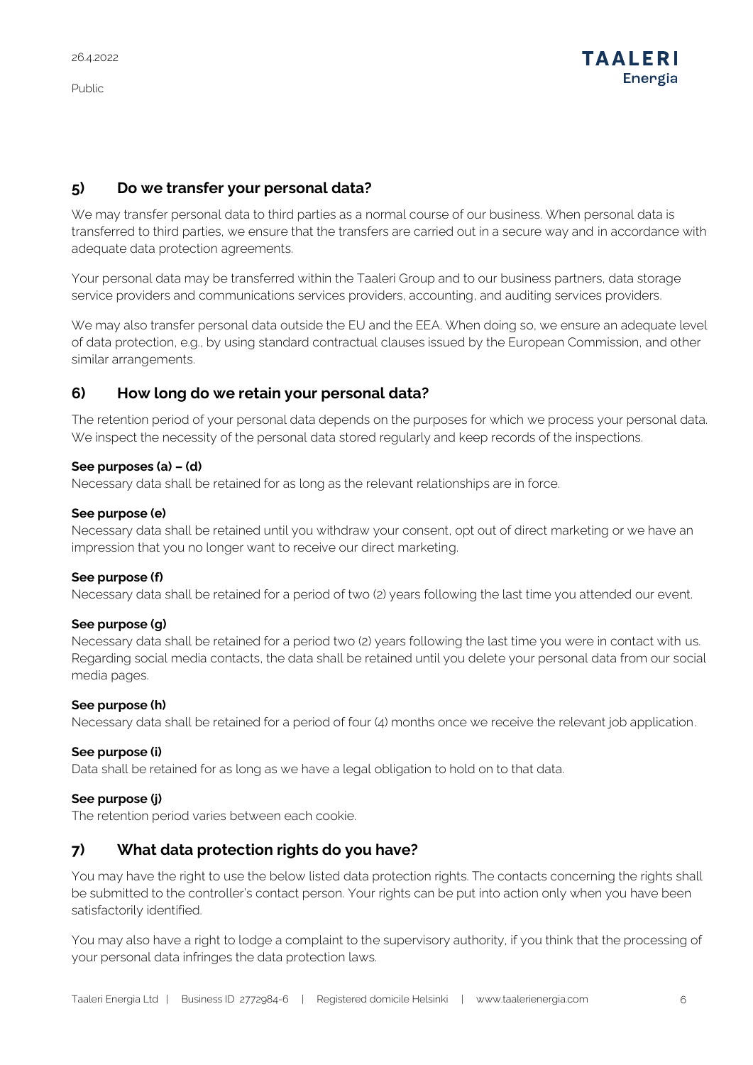## 5) Do we transfer your personal data?

We may transfer personal data to third parties as a normal course of our business. When personal data is transferred to third parties, we ensure that the transfers are carried out in a secure way and in accordance with adequate data protection agreements.

Your personal data may be transferred within the Taaleri Group and to our business partners, data storage service providers and communications services providers, accounting, and auditing services providers.

We may also transfer personal data outside the EU and the EEA. When doing so, we ensure an adequate level of data protection, e.g., by using standard contractual clauses issued by the European Commission, and other similar arrangements.

## 6) How long do we retain your personal data?

The retention period of your personal data depends on the purposes for which we process your personal data. We inspect the necessity of the personal data stored regularly and keep records of the inspections.

**See purposes (a) – (d)**
Necessary data shall be retained for as long as the relevant relationships are in force.

**See purpose (e)**
Necessary data shall be retained until you withdraw your consent, opt out of direct marketing or we have an impression that you no longer want to receive our direct marketing.

**See purpose (f)**
Necessary data shall be retained for a period of two (2) years following the last time you attended our event.

**See purpose (g)**
Necessary data shall be retained for a period two (2) years following the last time you were in contact with us. Regarding social media contacts, the data shall be retained until you delete your personal data from our social media pages.

**See purpose (h)**
Necessary data shall be retained for a period of four (4) months once we receive the relevant job application.

**See purpose (i)**
Data shall be retained for as long as we have a legal obligation to hold on to that data.

**See purpose (j)**
The retention period varies between each cookie.

## 7) What data protection rights do you have?

You may have the right to use the below listed data protection rights. The contacts concerning the rights shall be submitted to the controller's contact person. Your rights can be put into action only when you have been satisfactorily identified.

You may also have a right to lodge a complaint to the supervisory authority, if you think that the processing of your personal data infringes the data protection laws.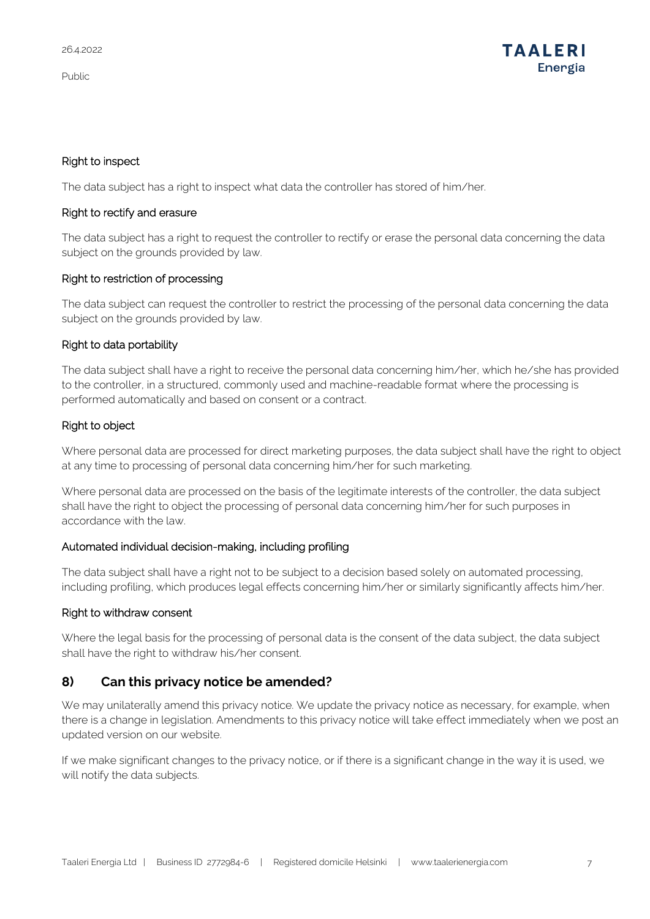### Right to inspect

The data subject has a right to inspect what data the controller has stored of him/her.

### Right to rectify and erasure

The data subject has a right to request the controller to rectify or erase the personal data concerning the data subject on the grounds provided by law.

### Right to restriction of processing

The data subject can request the controller to restrict the processing of the personal data concerning the data subject on the grounds provided by law.

### Right to data portability

The data subject shall have a right to receive the personal data concerning him/her, which he/she has provided to the controller, in a structured, commonly used and machine-readable format where the processing is performed automatically and based on consent or a contract.

### Right to object

Where personal data are processed for direct marketing purposes, the data subject shall have the right to object at any time to processing of personal data concerning him/her for such marketing.

Where personal data are processed on the basis of the legitimate interests of the controller, the data subject shall have the right to object the processing of personal data concerning him/her for such purposes in accordance with the law.

### Automated individual decision-making, including profiling

The data subject shall have a right not to be subject to a decision based solely on automated processing, including profiling, which produces legal effects concerning him/her or similarly significantly affects him/her.

### Right to withdraw consent

Where the legal basis for the processing of personal data is the consent of the data subject, the data subject shall have the right to withdraw his/her consent.

## 8) Can this privacy notice be amended?

We may unilaterally amend this privacy notice. We update the privacy notice as necessary, for example, when there is a change in legislation. Amendments to this privacy notice will take effect immediately when we post an updated version on our website.

If we make significant changes to the privacy notice, or if there is a significant change in the way it is used, we will notify the data subjects.